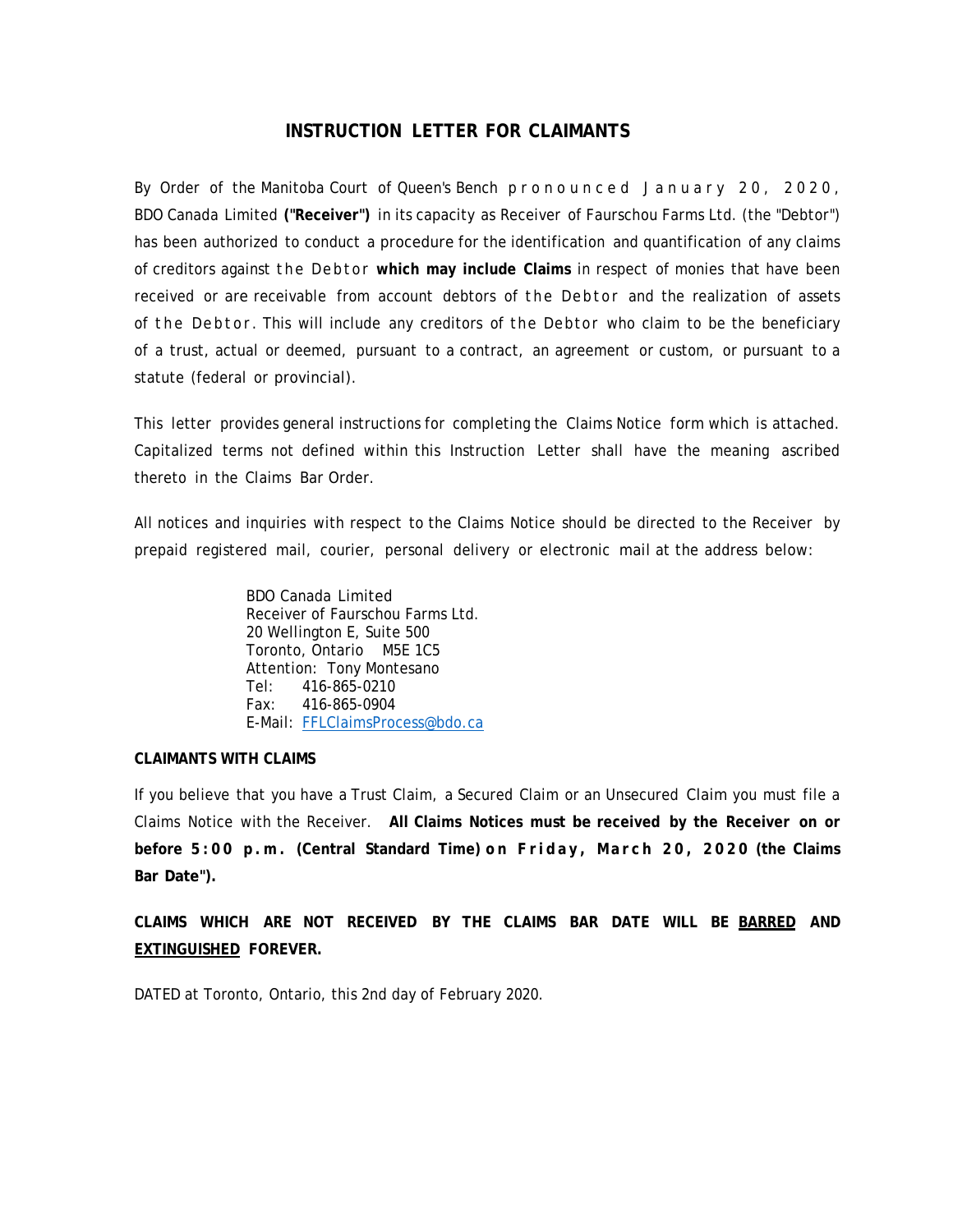# INSTRUCTION LETTER FOR CLAIMANTS

By Order of the Manitoba Court of Queen's Bench pronounced January 20, 2020, BDO Canada Limited **("Receiver")** in its capacity as Receiver of Faurschou Farms Ltd. (the "Debtor") has been authorized to conduct a procedure for the identification and quantification of any claims of creditors against the Debtor **which may include Claims** in respect of monies that have been received or are receivable from account debtors of the Debtor and the realization of assets of the Debtor. This will include any creditors of the Debtor who claim to be the beneficiary of a trust, actual or deemed, pursuant to a contract, an agreement or custom, or pursuant to a statute (federal or provincial).

This letter provides general instructions for completing the Claims Notice form which is attached. Capitalized terms not defined within this Instruction Letter shall have the meaning ascribed thereto in the Claims Bar Order.

All notices and inquiries with respect to the Claims Notice should be directed to the Receiver by prepaid registered mail, courier, personal delivery or electronic mail at the address below:

> BDO Canada Limited
> Receiver of Faurschou Farms Ltd.
> 20 Wellington E, Suite 500
> Toronto, Ontario M5E 1C5
> Attention: Tony Montesano
> Tel: 416-865-0210
> Fax: 416-865-0904
> E-Mail: FFLClaimsProcess@bdo.ca

**CLAIMANTS WITH CLAIMS**

If you believe that you have a Trust Claim, a Secured Claim or an Unsecured Claim you must file a Claims Notice with the Receiver. **All Claims Notices must be received by the Receiver on or before 5:00 p.m. (Central Standard Time) on Friday, March 20, 2020 (the Claims Bar Date").**

**CLAIMS WHICH ARE NOT RECEIVED BY THE CLAIMS BAR DATE WILL BE BARRED AND EXTINGUISHED FOREVER.**

DATED at Toronto, Ontario, this 2nd day of February 2020.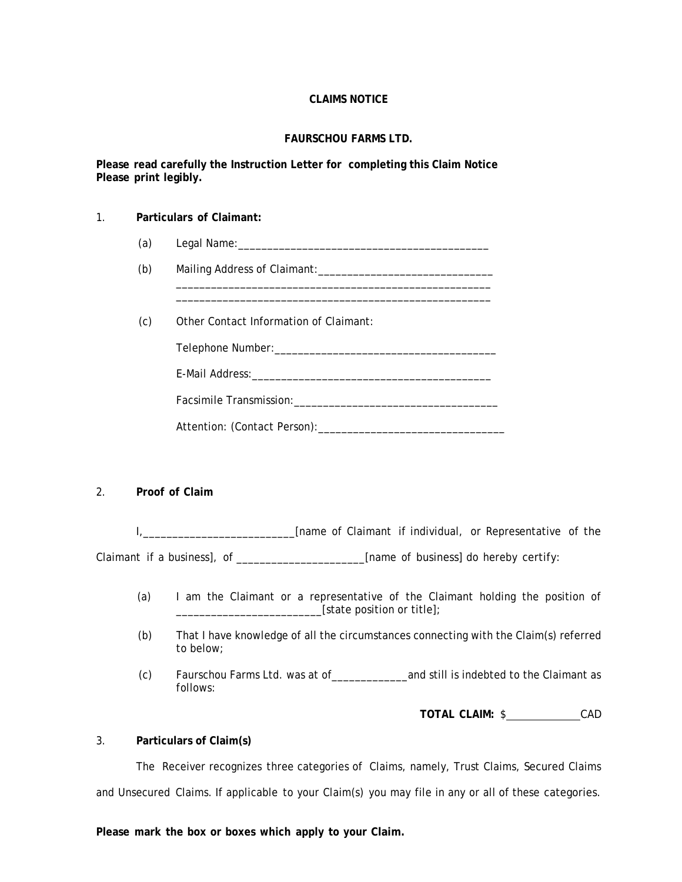**CLAIMS NOTICE**

**FAURSCHOU FARMS LTD.**

**Please read carefully the Instruction Letter for completing this Claim Notice**
**Please print legibly.**

1. **Particulars of Claimant:**

   (a) Legal Name:____________________________________________

   (b) Mailing Address of Claimant:______________________________
   ______________________________________________________
   ______________________________________________________

   (c) Other Contact Information of Claimant:

   Telephone Number:_____________________________________

   E-Mail Address:_________________________________________

   Facsimile Transmission:___________________________________

   Attention: (Contact Person):_______________________________

2. **Proof of Claim**

I,__________________________[name of Claimant if individual, or Representative of the Claimant if a business], of ______________________[name of business] do hereby certify:

(a) I am the Claimant or a representative of the Claimant holding the position of ________________________[state position or title];

(b) That I have knowledge of all the circumstances connecting with the Claim(s) referred to below;

(c) Faurschou Farms Ltd. was at of_____________and still is indebted to the Claimant as follows:

**TOTAL CLAIM:** $_____________CAD

3. **Particulars of Claim(s)**

The Receiver recognizes three categories of Claims, namely, Trust Claims, Secured Claims and Unsecured Claims. If applicable to your Claim(s) you may file in any or all of these categories.

**Please mark the box or boxes which apply to your Claim.**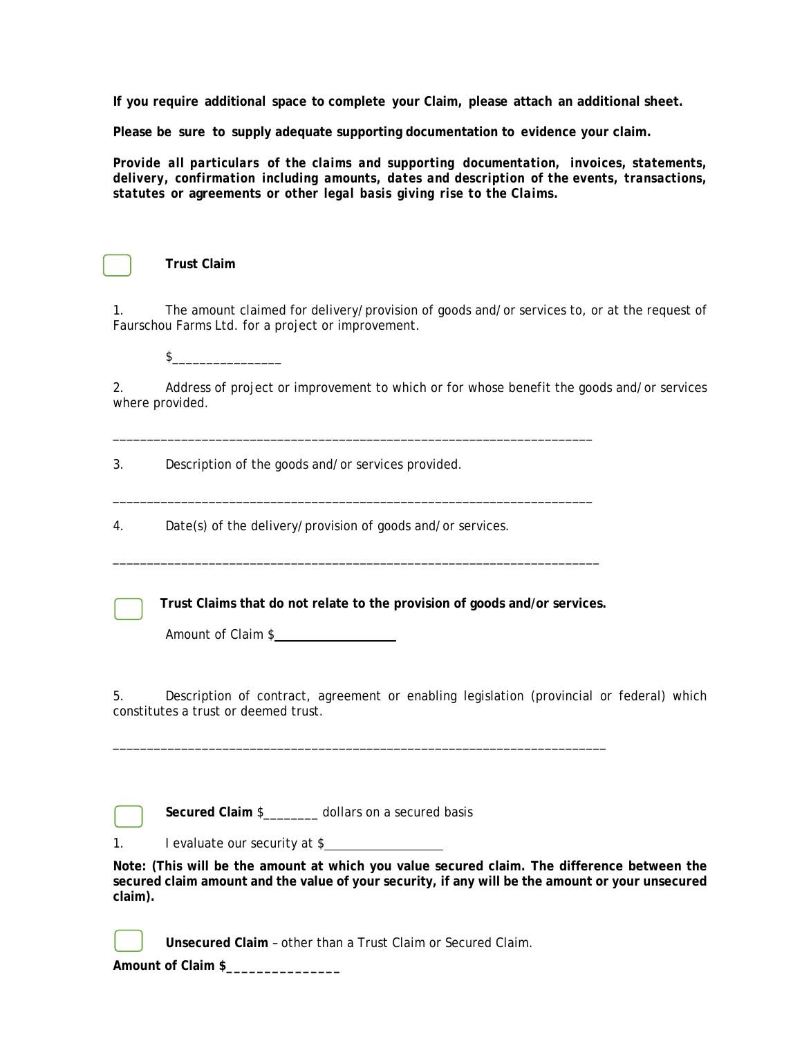**If you require additional space to complete your Claim, please attach an additional sheet.**

**Please be sure to supply adequate supporting documentation to evidence your claim.**

***Provide all particulars of the claims and supporting documentation, invoices, statements, delivery, confirmation including amounts, dates and description of the events, transactions, statutes or agreements or other legal basis giving rise to the Claims.***

☐ **Trust Claim**

1. The amount claimed for delivery/provision of goods and/or services to, or at the request of Faurschou Farms Ltd. for a project or improvement.

   $_______________

2. Address of project or improvement to which or for whose benefit the goods and/or services where provided.

_______________________________________________________________________

3. Description of the goods and/or services provided.

_______________________________________________________________________

4. Date(s) of the delivery/provision of goods and/or services.

_______________________________________________________________________

☐ **Trust Claims that do not relate to the provision of goods and/or services.**

Amount of Claim $_______________

5. Description of contract, agreement or enabling legislation (provincial or federal) which constitutes a trust or deemed trust.

_______________________________________________________________________

☐ **Secured Claim** $________ dollars on a secured basis

1. I evaluate our security at $_______________

**Note: (This will be the amount at which you value secured claim. The difference between the secured claim amount and the value of your security, if any will be the amount or your unsecured claim).**

☐ **Unsecured Claim** – other than a Trust Claim or Secured Claim.

**Amount of Claim $_______________**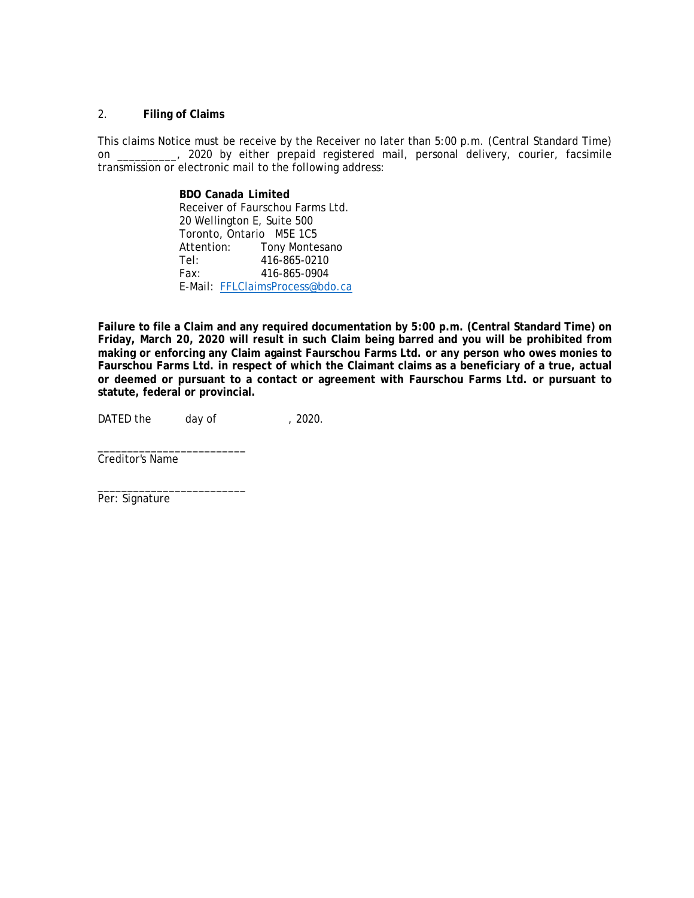2. **Filing of Claims**

This claims Notice must be receive by the Receiver no later than 5:00 p.m. (Central Standard Time) on __________, 2020 by either prepaid registered mail, personal delivery, courier, facsimile transmission or electronic mail to the following address:

**BDO Canada Limited**
Receiver of Faurschou Farms Ltd.
20 Wellington E, Suite 500
Toronto, Ontario M5E 1C5
Attention: Tony Montesano
Tel: 416-865-0210
Fax: 416-865-0904
E-Mail: FFLClaimsProcess@bdo.ca

**Failure to file a Claim and any required documentation by 5:00 p.m. (Central Standard Time) on Friday, March 20, 2020 will result in such Claim being barred and you will be prohibited from making or enforcing any Claim against Faurschou Farms Ltd. or any person who owes monies to Faurschou Farms Ltd. in respect of which the Claimant claims as a beneficiary of a true, actual or deemed or pursuant to a contact or agreement with Faurschou Farms Ltd. or pursuant to statute, federal or provincial.**

DATED the day of , 2020.

_________________________
Creditor's Name

_________________________
Per: Signature